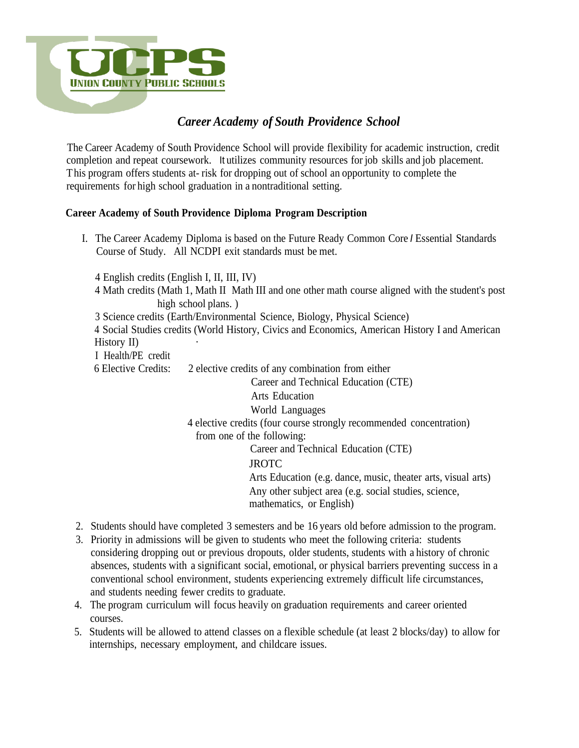UCPS
UNION COUNTY PUBLIC SCHOOLS

# *Career Academy of South Providence School*

The Career Academy of South Providence School will provide flexibility for academic instruction, credit completion and repeat coursework. It utilizes community resources for job skills and job placement. This program offers students at- risk for dropping out of school an opportunity to complete the requirements for high school graduation in a nontraditional setting.

## Career Academy of South Providence Diploma Program Description

I. The Career Academy Diploma is based on the Future Ready Common Core / Essential Standards Course of Study. All NCDPI exit standards must be met.

4 English credits (English I, II, III, IV)
4 Math credits (Math 1, Math II Math III and one other math course aligned with the student's post high school plans. )
3 Science credits (Earth/Environmental Science, Biology, Physical Science)
4 Social Studies credits (World History, Civics and Economics, American History I and American History II)
I Health/PE credit
6 Elective Credits:
- 2 elective credits of any combination from either
  - Career and Technical Education (CTE)
  - Arts Education
  - World Languages
- 4 elective credits (four course strongly recommended concentration) from one of the following:
  - Career and Technical Education (CTE)
  - JROTC
  - Arts Education (e.g. dance, music, theater arts, visual arts)
  - Any other subject area (e.g. social studies, science, mathematics, or English)

2. Students should have completed 3 semesters and be 16 years old before admission to the program.
3. Priority in admissions will be given to students who meet the following criteria: students considering dropping out or previous dropouts, older students, students with a history of chronic absences, students with a significant social, emotional, or physical barriers preventing success in a conventional school environment, students experiencing extremely difficult life circumstances, and students needing fewer credits to graduate.
4. The program curriculum will focus heavily on graduation requirements and career oriented courses.
5. Students will be allowed to attend classes on a flexible schedule (at least 2 blocks/day) to allow for internships, necessary employment, and childcare issues.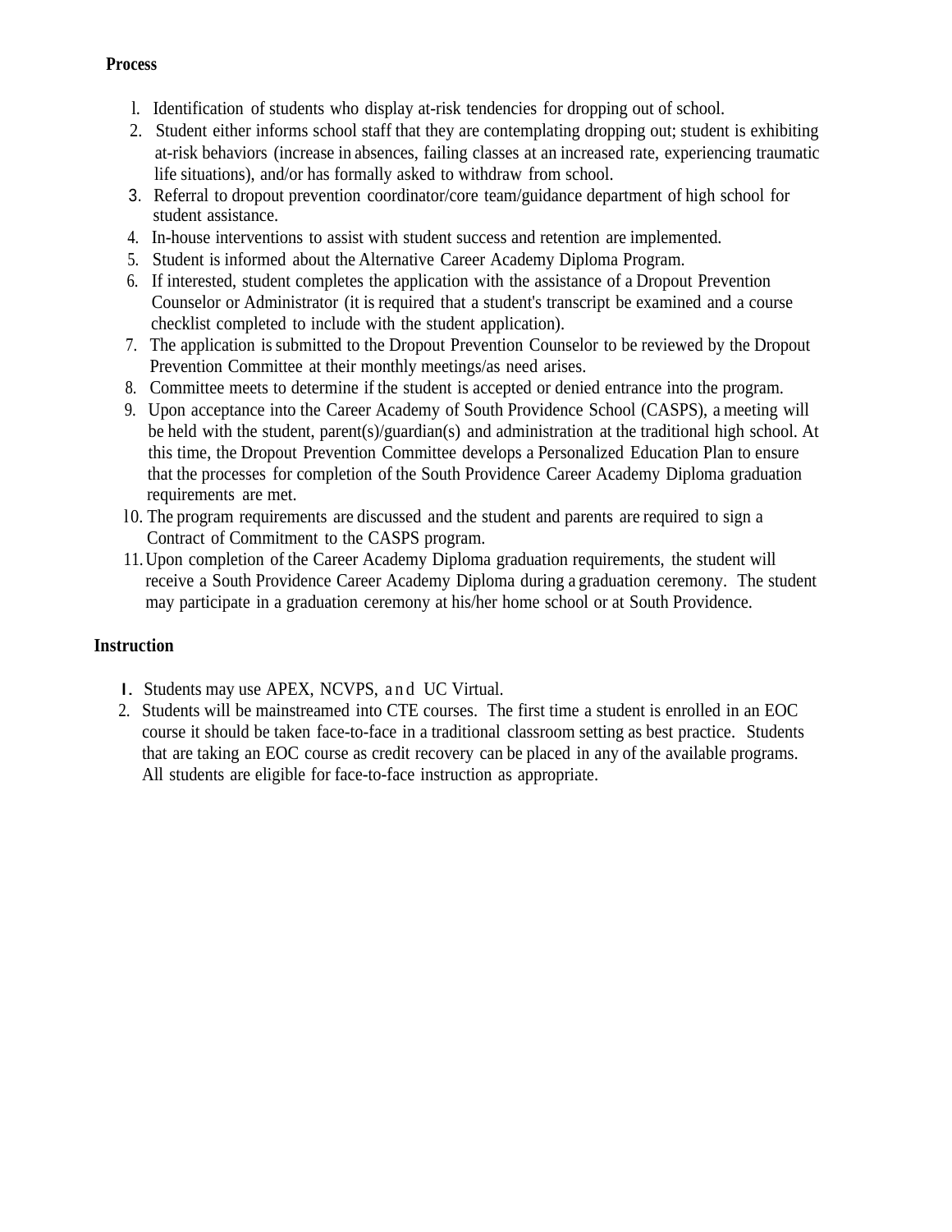**Process**

1. Identification of students who display at-risk tendencies for dropping out of school.
2. Student either informs school staff that they are contemplating dropping out; student is exhibiting at-risk behaviors (increase in absences, failing classes at an increased rate, experiencing traumatic life situations), and/or has formally asked to withdraw from school.
3. Referral to dropout prevention coordinator/core team/guidance department of high school for student assistance.
4. In-house interventions to assist with student success and retention are implemented.
5. Student is informed about the Alternative Career Academy Diploma Program.
6. If interested, student completes the application with the assistance of a Dropout Prevention Counselor or Administrator (it is required that a student's transcript be examined and a course checklist completed to include with the student application).
7. The application is submitted to the Dropout Prevention Counselor to be reviewed by the Dropout Prevention Committee at their monthly meetings/as need arises.
8. Committee meets to determine if the student is accepted or denied entrance into the program.
9. Upon acceptance into the Career Academy of South Providence School (CASPS), a meeting will be held with the student, parent(s)/guardian(s) and administration at the traditional high school. At this time, the Dropout Prevention Committee develops a Personalized Education Plan to ensure that the processes for completion of the South Providence Career Academy Diploma graduation requirements are met.
10. The program requirements are discussed and the student and parents are required to sign a Contract of Commitment to the CASPS program.
11. Upon completion of the Career Academy Diploma graduation requirements, the student will receive a South Providence Career Academy Diploma during a graduation ceremony. The student may participate in a graduation ceremony at his/her home school or at South Providence.

**Instruction**

1. Students may use APEX, NCVPS, and UC Virtual.
2. Students will be mainstreamed into CTE courses. The first time a student is enrolled in an EOC course it should be taken face-to-face in a traditional classroom setting as best practice. Students that are taking an EOC course as credit recovery can be placed in any of the available programs. All students are eligible for face-to-face instruction as appropriate.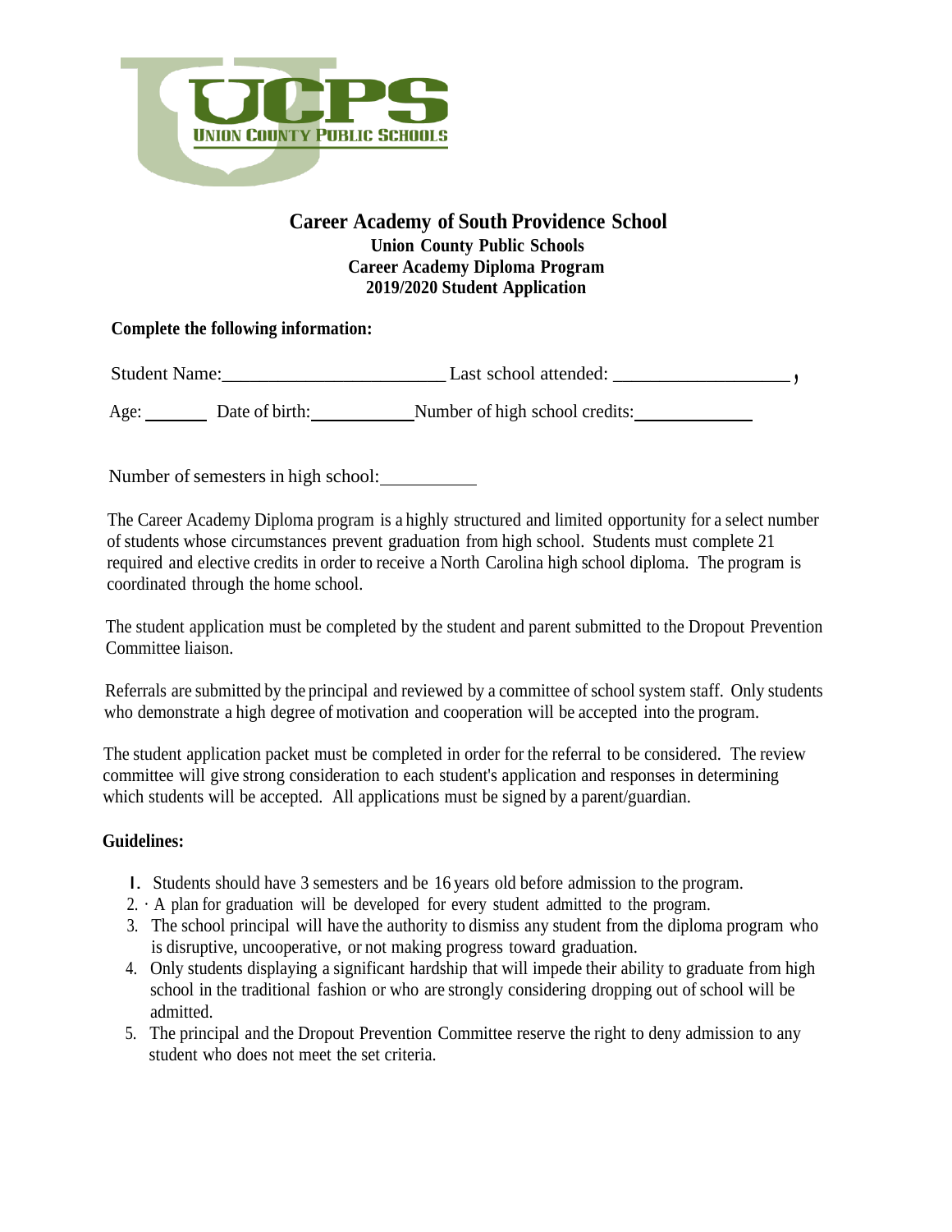UCPS
UNION COUNTY PUBLIC SCHOOLS

# Career Academy of South Providence School

**Union County Public Schools**
**Career Academy Diploma Program**
**2019/2020 Student Application**

**Complete the following information:**

Student Name:_______________________ Last school attended: __________________,

Age: _______ Date of birth:___________ Number of high school credits:_____________

Number of semesters in high school:__________

The Career Academy Diploma program is a highly structured and limited opportunity for a select number of students whose circumstances prevent graduation from high school. Students must complete 21 required and elective credits in order to receive a North Carolina high school diploma. The program is coordinated through the home school.

The student application must be completed by the student and parent submitted to the Dropout Prevention Committee liaison.

Referrals are submitted by the principal and reviewed by a committee of school system staff. Only students who demonstrate a high degree of motivation and cooperation will be accepted into the program.

The student application packet must be completed in order for the referral to be considered. The review committee will give strong consideration to each student's application and responses in determining which students will be accepted. All applications must be signed by a parent/guardian.

**Guidelines:**

1. Students should have 3 semesters and be 16 years old before admission to the program.
2. A plan for graduation will be developed for every student admitted to the program.
3. The school principal will have the authority to dismiss any student from the diploma program who is disruptive, uncooperative, or not making progress toward graduation.
4. Only students displaying a significant hardship that will impede their ability to graduate from high school in the traditional fashion or who are strongly considering dropping out of school will be admitted.
5. The principal and the Dropout Prevention Committee reserve the right to deny admission to any student who does not meet the set criteria.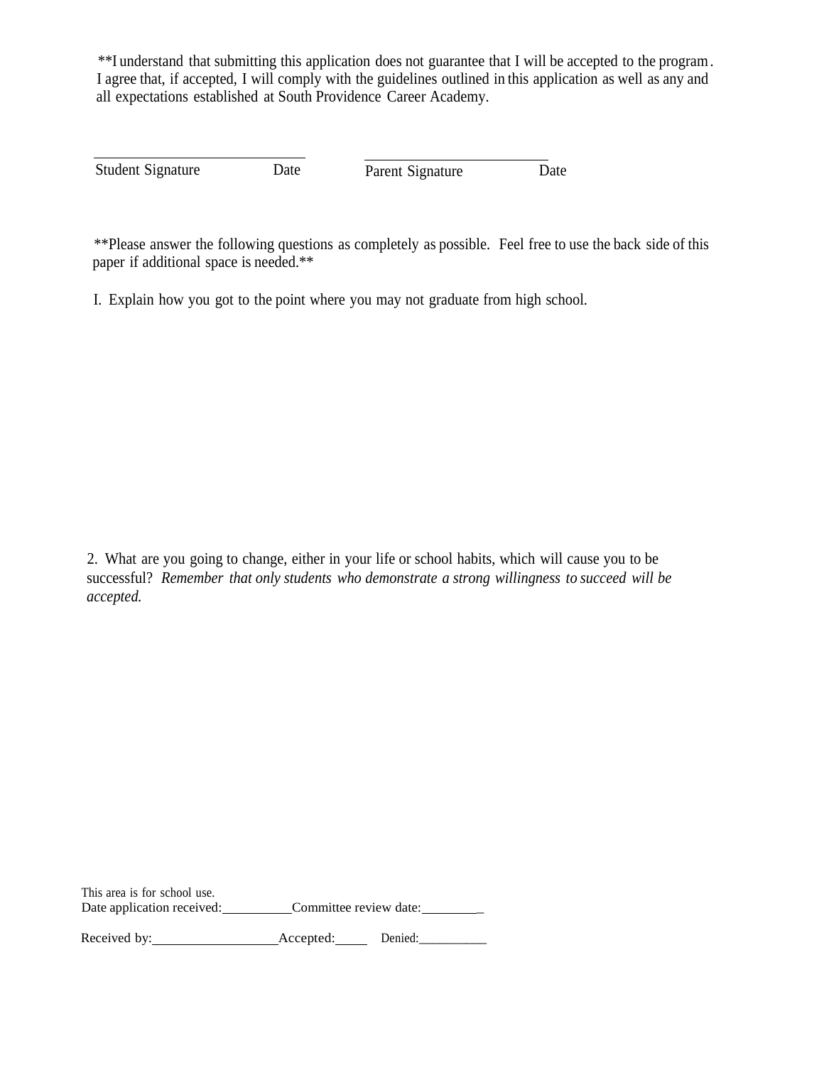**I understand that submitting this application does not guarantee that I will be accepted to the program. I agree that, if accepted, I will comply with the guidelines outlined in this application as well as any and all expectations established at South Providence Career Academy.

\_\_\_\_\_\_\_\_\_\_\_\_\_\_\_\_\_\_\_\_\_\_\_\_\_\_\_\_\_\_\_\_\_\_\_\_ \_\_\_\_\_\_\_\_\_\_\_\_\_\_\_\_\_\_\_\_\_\_\_\_\_\_\_\_\_\_\_\_

Student Signature Date Parent Signature Date

**Please answer the following questions as completely as possible. Feel free to use the back side of this paper if additional space is needed.**

I. Explain how you got to the point where you may not graduate from high school.

2. What are you going to change, either in your life or school habits, which will cause you to be successful? *Remember that only students who demonstrate a strong willingness to succeed will be accepted.*

This area is for school use.
Date application received:\_\_\_\_\_\_\_\_\_\_Committee review date:\_\_\_\_\_\_\_\_\_

Received by:\_\_\_\_\_\_\_\_\_\_\_\_\_\_\_\_\_\_Accepted:\_\_\_\_\_ Denied:\_\_\_\_\_\_\_\_\_\_\_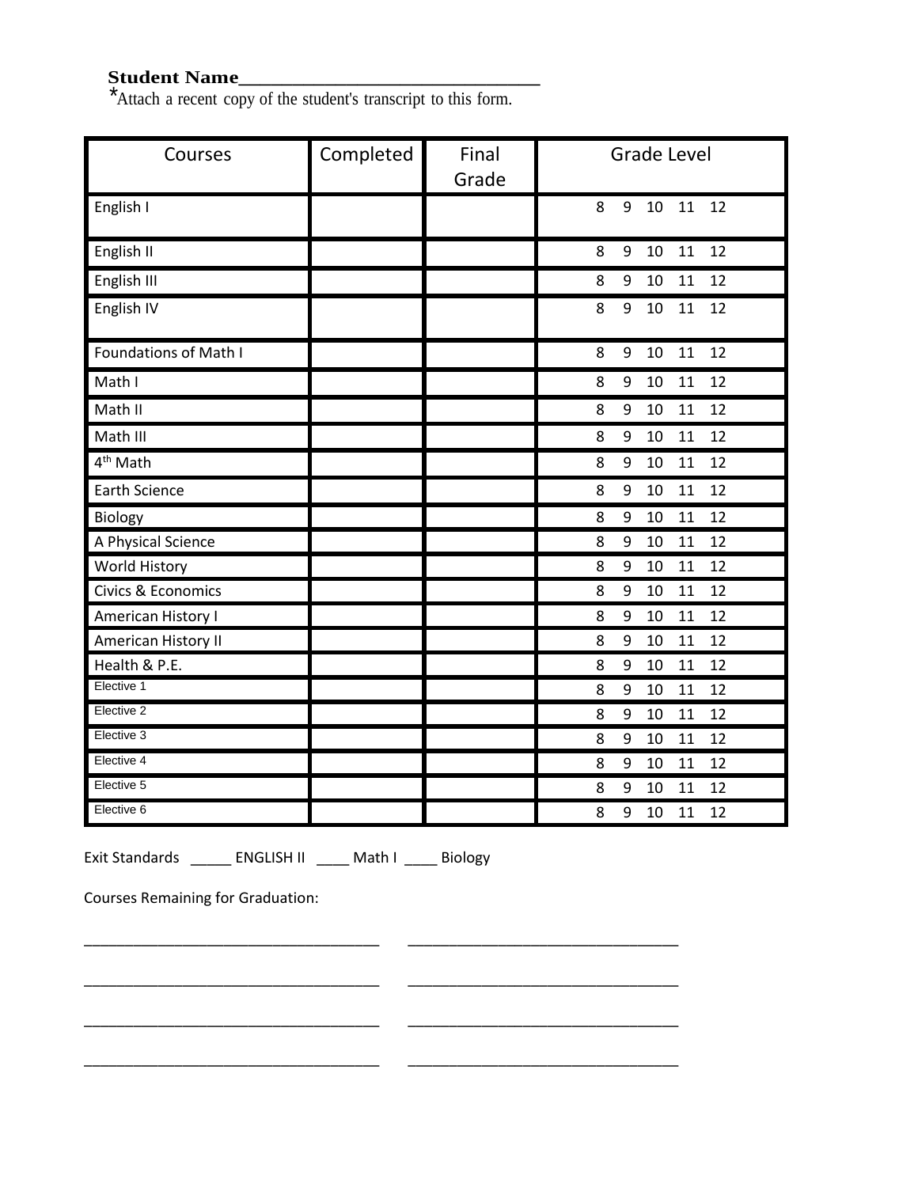**Student Name______________________________**
*Attach a recent copy of the student's transcript to this form.

| Courses | Completed | Final Grade | Grade Level |
|---|---|---|---|
| English I | | | 8 9 10 11 12 |
| English II | | | 8 9 10 11 12 |
| English III | | | 8 9 10 11 12 |
| English IV | | | 8 9 10 11 12 |
| Foundations of Math I | | | 8 9 10 11 12 |
| Math I | | | 8 9 10 11 12 |
| Math II | | | 8 9 10 11 12 |
| Math III | | | 8 9 10 11 12 |
| 4th Math | | | 8 9 10 11 12 |
| Earth Science | | | 8 9 10 11 12 |
| Biology | | | 8 9 10 11 12 |
| A Physical Science | | | 8 9 10 11 12 |
| World History | | | 8 9 10 11 12 |
| Civics & Economics | | | 8 9 10 11 12 |
| American History I | | | 8 9 10 11 12 |
| American History II | | | 8 9 10 11 12 |
| Health & P.E. | | | 8 9 10 11 12 |
| Elective 1 | | | 8 9 10 11 12 |
| Elective 2 | | | 8 9 10 11 12 |
| Elective 3 | | | 8 9 10 11 12 |
| Elective 4 | | | 8 9 10 11 12 |
| Elective 5 | | | 8 9 10 11 12 |
| Elective 6 | | | 8 9 10 11 12 |

Exit Standards _____ ENGLISH II ____ Math I ____ Biology

Courses Remaining for Graduation:

___________________________________ ________________________________

___________________________________ ________________________________

___________________________________ ________________________________

___________________________________ ________________________________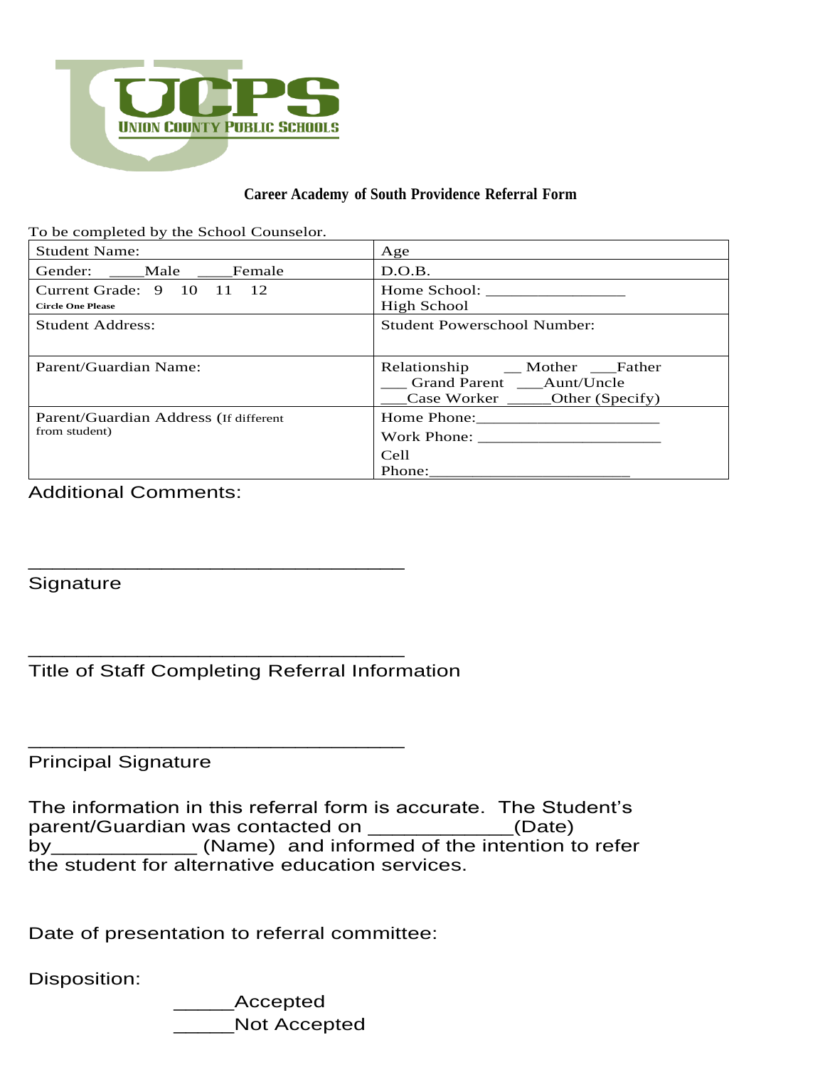UCPS
UNION COUNTY PUBLIC SCHOOLS

**Career Academy of South Providence Referral Form**

To be completed by the School Counselor.

| Student Name: | Age |
|---|---|
| Gender: ____Male ____Female | D.O.B. |
| Current Grade: 9 10 11 12<br>Circle One Please | Home School: ________________<br>High School |
| Student Address: | Student Powerschool Number: |
| Parent/Guardian Name: | Relationship __ Mother ___Father<br>___ Grand Parent ___Aunt/Uncle<br>___Case Worker _____Other (Specify) |
| Parent/Guardian Address (If different from student) | Home Phone:_____________________<br>Work Phone: _____________________<br>Cell Phone:_______________________ |

Additional Comments:

_________________________________
Signature

_________________________________
Title of Staff Completing Referral Information

_________________________________
Principal Signature

The information in this referral form is accurate. The Student's parent/Guardian was contacted on ____________(Date) by____________ (Name) and informed of the intention to refer the student for alternative education services.

Date of presentation to referral committee:

Disposition:

_____Accepted
_____Not Accepted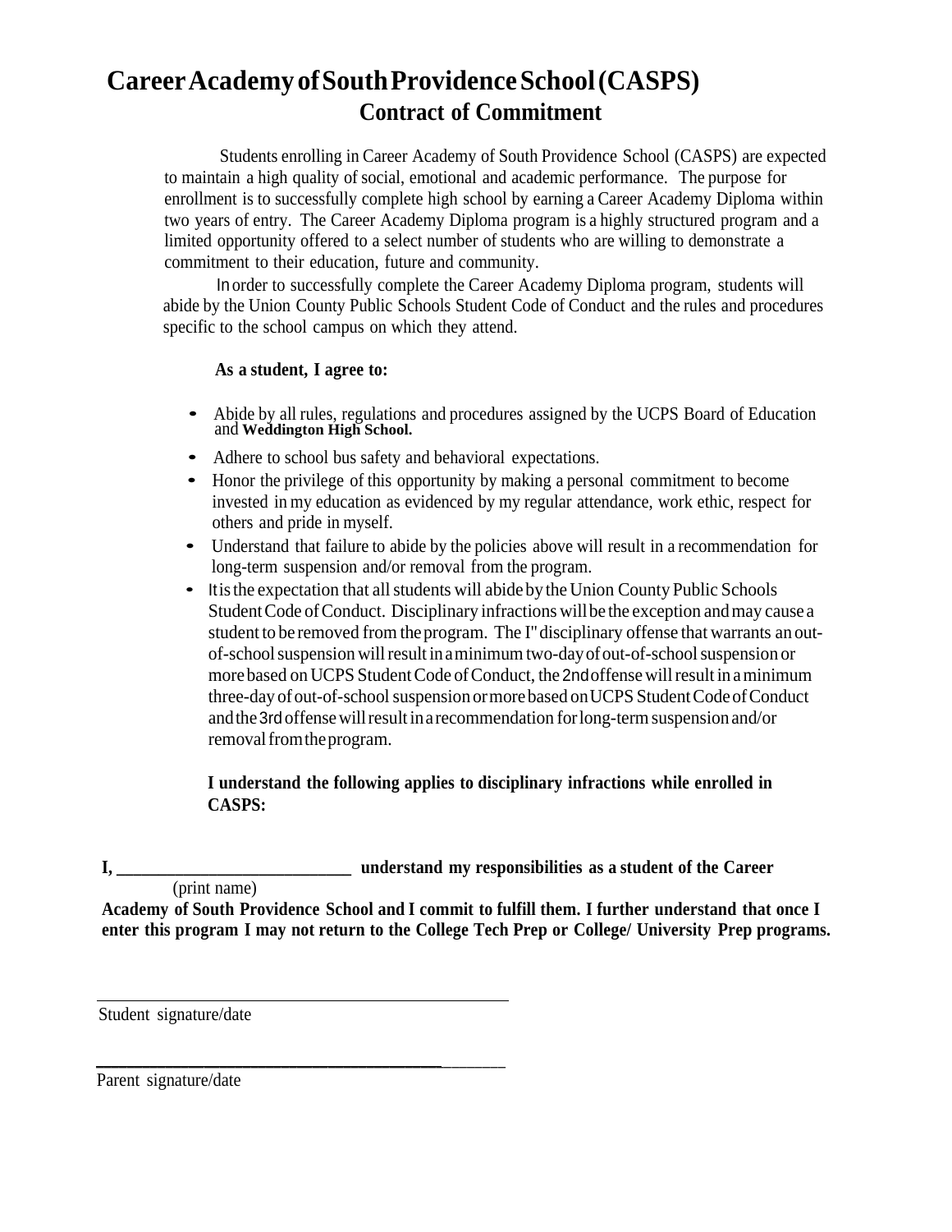# Career Academy of South Providence School (CASPS)

## Contract of Commitment

Students enrolling in Career Academy of South Providence School (CASPS) are expected to maintain a high quality of social, emotional and academic performance. The purpose for enrollment is to successfully complete high school by earning a Career Academy Diploma within two years of entry. The Career Academy Diploma program is a highly structured program and a limited opportunity offered to a select number of students who are willing to demonstrate a commitment to their education, future and community.

In order to successfully complete the Career Academy Diploma program, students will abide by the Union County Public Schools Student Code of Conduct and the rules and procedures specific to the school campus on which they attend.

**As a student, I agree to:**

- Abide by all rules, regulations and procedures assigned by the UCPS Board of Education and **Weddington High School.**
- Adhere to school bus safety and behavioral expectations.
- Honor the privilege of this opportunity by making a personal commitment to become invested in my education as evidenced by my regular attendance, work ethic, respect for others and pride in myself.
- Understand that failure to abide by the policies above will result in a recommendation for long-term suspension and/or removal from the program.
- It is the expectation that all students will abide by the Union County Public Schools Student Code of Conduct. Disciplinary infractions will be the exception and may cause a student to be removed from the program. The I" disciplinary offense that warrants an out-of-school suspension will result in a minimum two-day of out-of-school suspension or more based on UCPS Student Code of Conduct, the 2nd offense will result in a minimum three-day of out-of-school suspension or more based on UCPS Student Code of Conduct and the 3rd offense will result in a recommendation for long-term suspension and/or removal from the program.

**I understand the following applies to disciplinary infractions while enrolled in CASPS:**

**I, ___________________________ understand my responsibilities as a student of the Career**
(print name)
**Academy of South Providence School and I commit to fulfill them. I further understand that once I enter this program I may not return to the College Tech Prep or College/ University Prep programs.**

_______________________________________________
Student signature/date

_______________________________________________
Parent signature/date